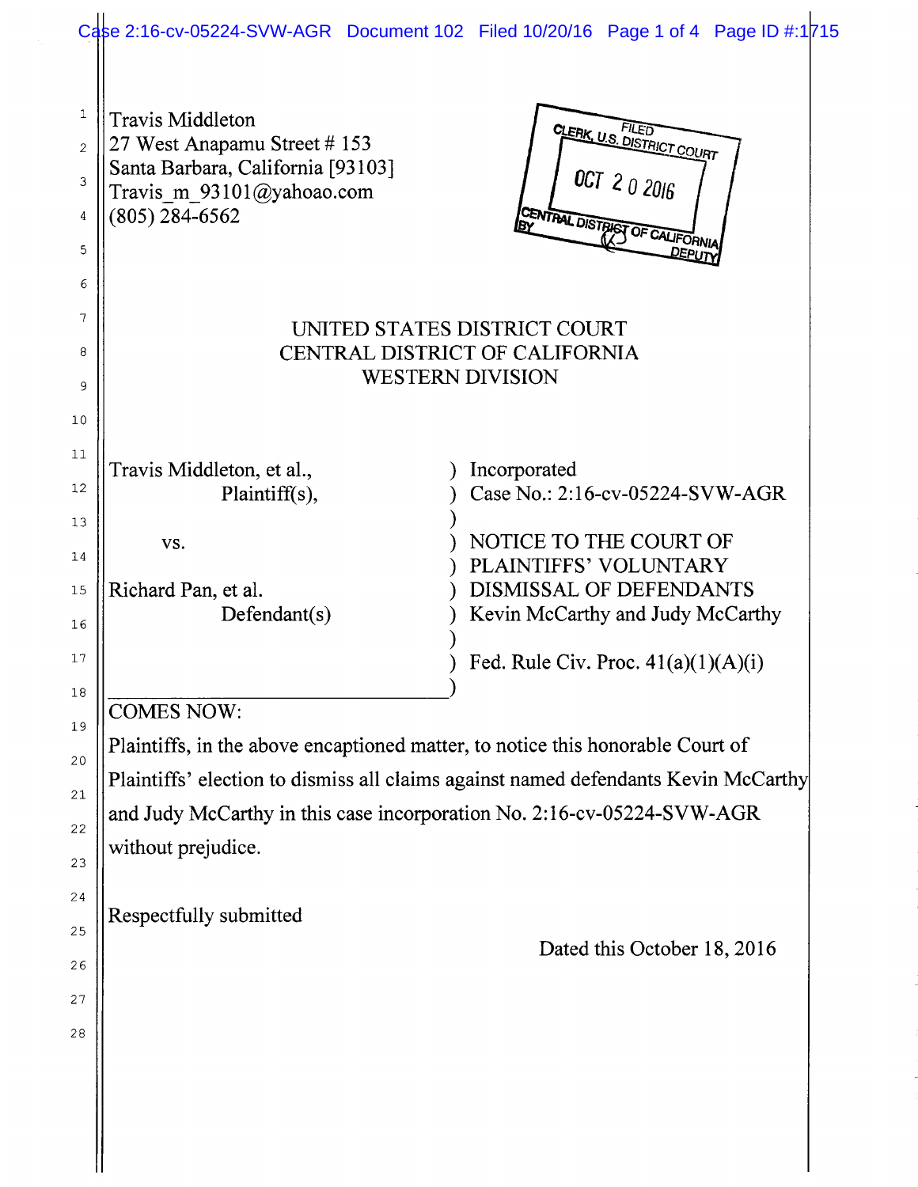Travis Middleton
27 West Anapamu Street # 153
Santa Barbara, California [93103]
Travis_m_93101@yahoao.com
(805) 284-6562

FILED
CLERK, U.S. DISTRICT COURT
OCT 20 2016
CENTRAL DISTRICT OF CALIFORNIA
BY DEPUTY

UNITED STATES DISTRICT COURT
CENTRAL DISTRICT OF CALIFORNIA
WESTERN DIVISION

| | |
|---|---|
| Travis Middleton, et al., Plaintiff(s), | Incorporated Case No.: 2:16-cv-05224-SVW-AGR |
| vs. | NOTICE TO THE COURT OF PLAINTIFFS' VOLUNTARY DISMISSAL OF DEFENDANTS Kevin McCarthy and Judy McCarthy |
| Richard Pan, et al. Defendant(s) | Fed. Rule Civ. Proc. 41(a)(1)(A)(i) |

COMES NOW:

Plaintiffs, in the above encaptioned matter, to notice this honorable Court of Plaintiffs' election to dismiss all claims against named defendants Kevin McCarthy and Judy McCarthy in this case incorporation No. 2:16-cv-05224-SVW-AGR without prejudice.

Respectfully submitted

Dated this October 18, 2016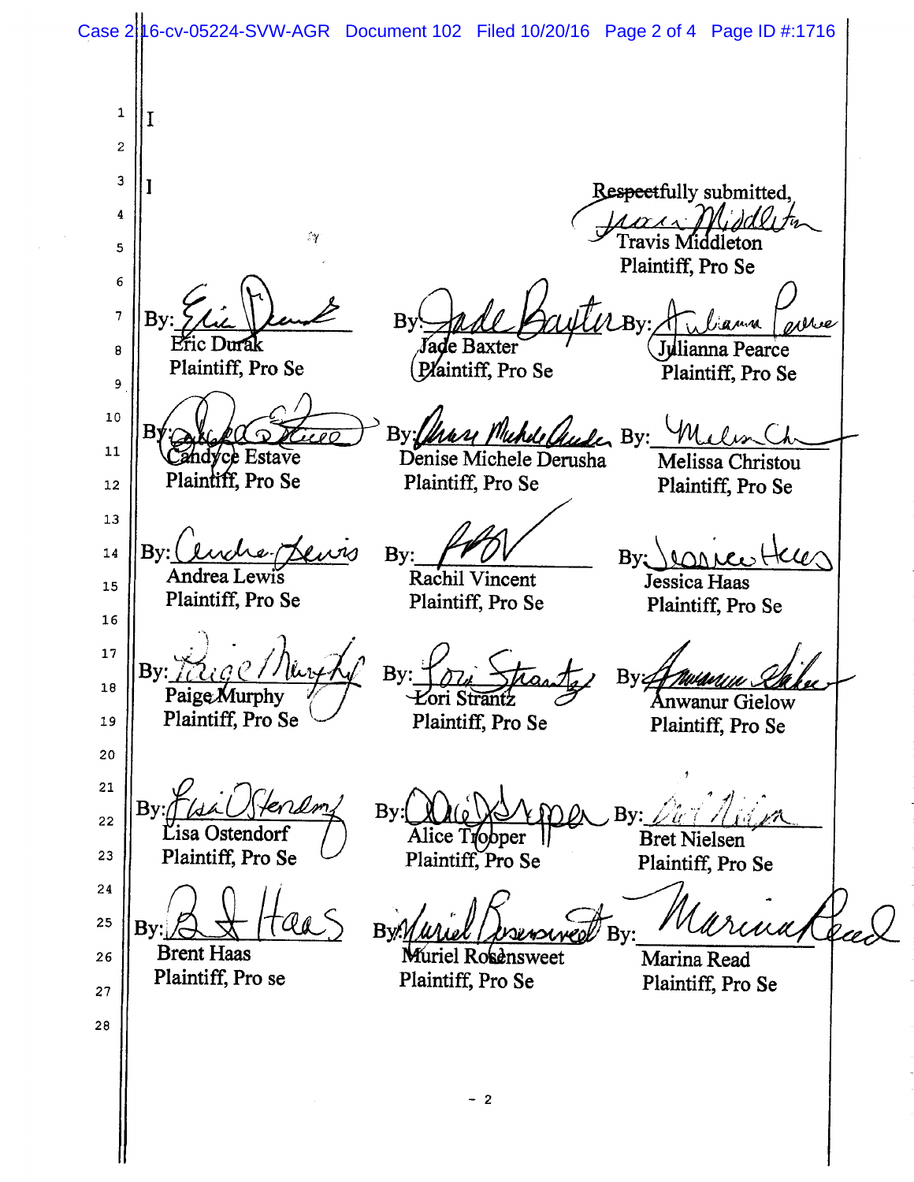Respectfully submitted,

Travis Middleton
Plaintiff, Pro Se

| | | |
|---|---|---|
| By: Eric Durak<br>Plaintiff, Pro Se | By: Jade Baxter<br>Plaintiff, Pro Se | By: Julianna Pearce<br>Plaintiff, Pro Se |
| By: Candyce Estave<br>Plaintiff, Pro Se | By: Denise Michele Derusha<br>Plaintiff, Pro Se | By: Melissa Christou<br>Plaintiff, Pro Se |
| By: Andrea Lewis<br>Plaintiff, Pro Se | By: Rachil Vincent<br>Plaintiff, Pro Se | By: Jessica Haas<br>Plaintiff, Pro Se |
| By: Paige Murphy<br>Plaintiff, Pro Se | By: Lori Strantz<br>Plaintiff, Pro Se | By: Anwanur Gielow<br>Plaintiff, Pro Se |
| By: Lisa Ostendorf<br>Plaintiff, Pro Se | By: Alice Tropper<br>Plaintiff, Pro Se | By: Bret Nielsen<br>Plaintiff, Pro Se |
| By: Brent Haas<br>Plaintiff, Pro se | By: Muriel Rosensweet<br>Plaintiff, Pro Se | By: Marina Read<br>Plaintiff, Pro Se |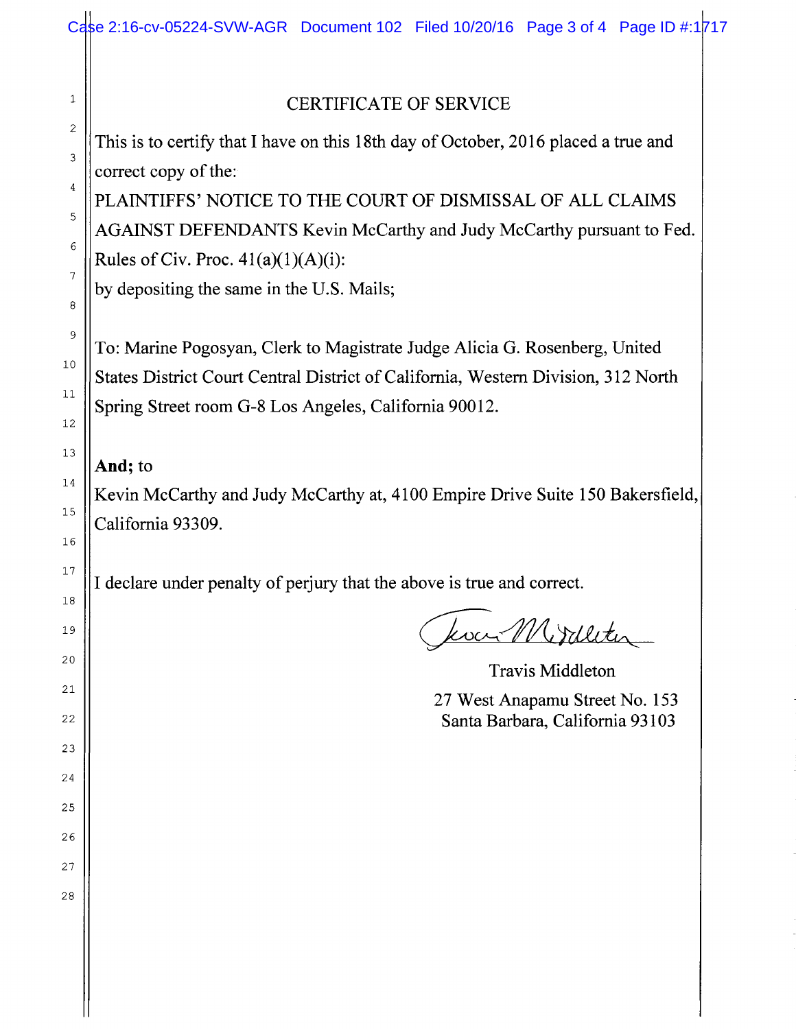# CERTIFICATE OF SERVICE

This is to certify that I have on this 18th day of October, 2016 placed a true and correct copy of the:

PLAINTIFFS' NOTICE TO THE COURT OF DISMISSAL OF ALL CLAIMS AGAINST DEFENDANTS Kevin McCarthy and Judy McCarthy pursuant to Fed. Rules of Civ. Proc. 41(a)(1)(A)(i):

by depositing the same in the U.S. Mails;

To: Marine Pogosyan, Clerk to Magistrate Judge Alicia G. Rosenberg, United States District Court Central District of California, Western Division, 312 North Spring Street room G-8 Los Angeles, California 90012.

**And;** to

Kevin McCarthy and Judy McCarthy at, 4100 Empire Drive Suite 150 Bakersfield, California 93309.

I declare under penalty of perjury that the above is true and correct.

Travis Middleton

27 West Anapamu Street No. 153

Santa Barbara, California 93103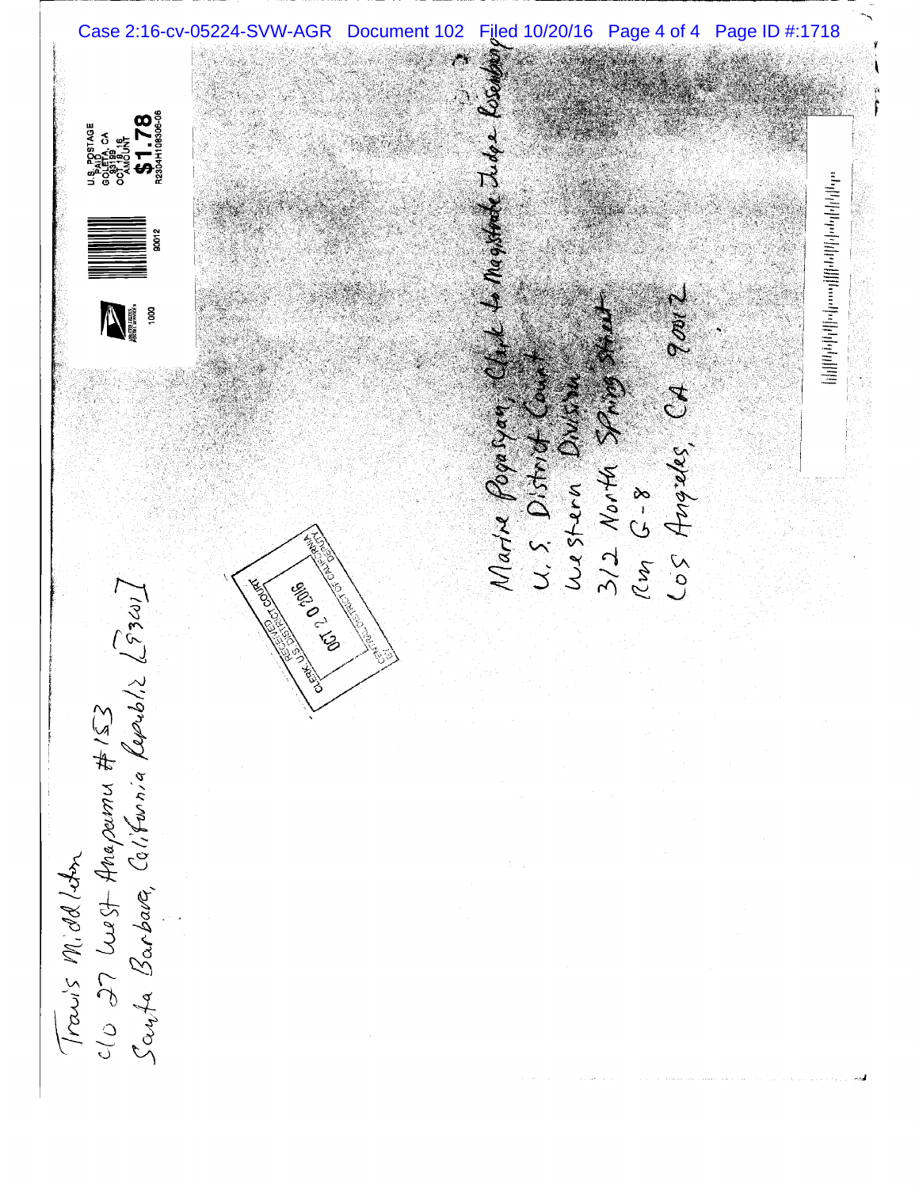Travis Middleton
c/o 27 West Anapamu #153
Santa Barbara, California Republic [93101]

U.S. POSTAGE
PAID
GOLETA, CA
93117
OCT 18, 16
AMOUNT
$1.78
R2304H108306-06

UNITED STATES POSTAL SERVICE
1000
90012

RECEIVED
CLERK, U.S. DISTRICT COURT
OCT 20 2016
CENTRAL DISTRICT OF CALIFORNIA
BY DEPUTY

Marine Pogosyan, Clerk to Magistrate Judge Rosenberg
U.S. District Court
Western Division
312 North Spring Street
Rm G-8
Los Angeles, CA 90012